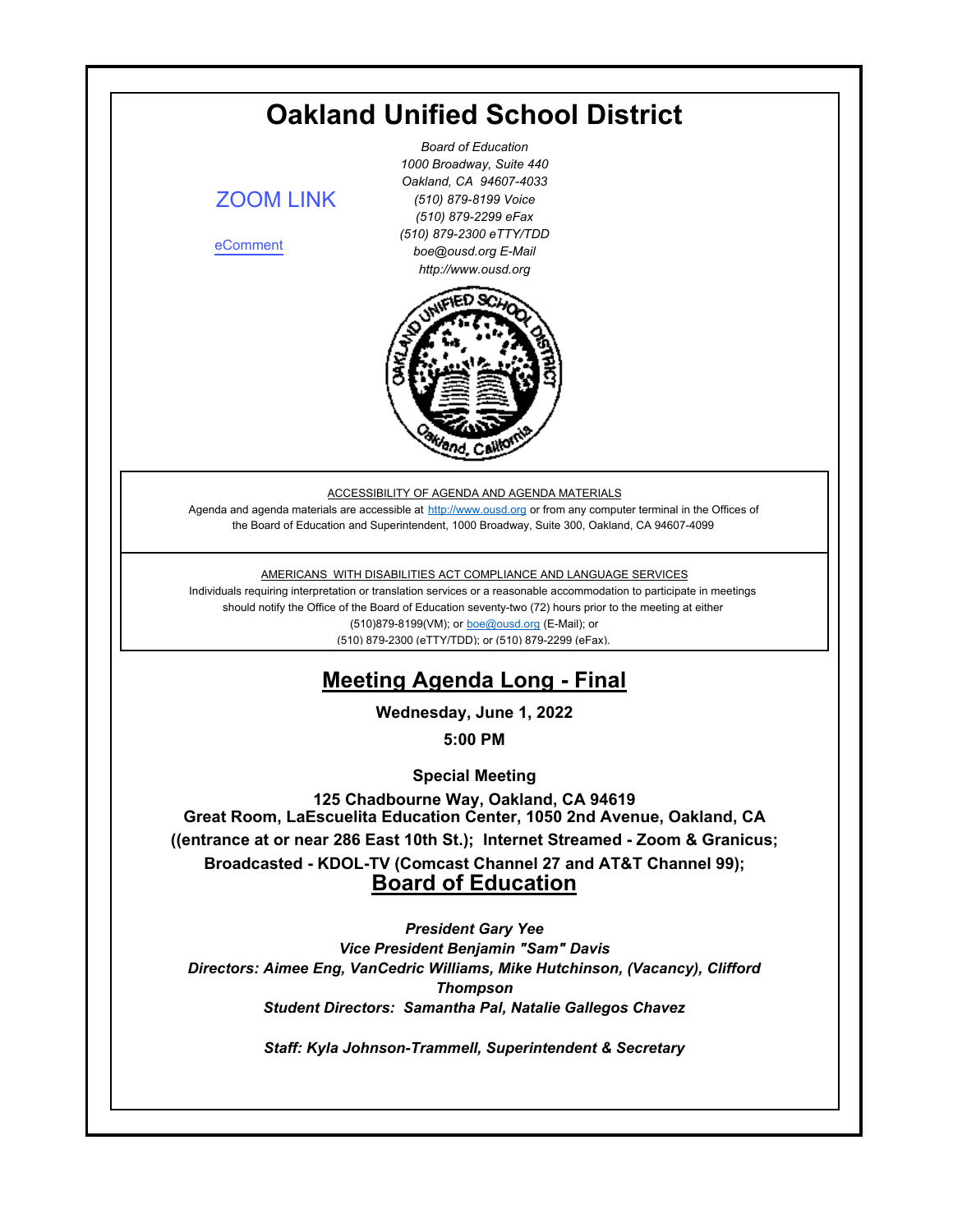# Oakland Unified School District

ZOOM LINK

eComment

*Board of Education*
*1000 Broadway, Suite 440*
*Oakland, CA 94607-4033*
*(510) 879-8199 Voice*
*(510) 879-2299 eFax*
*(510) 879-2300 eTTY/TDD*
*boe@ousd.org E-Mail*
*http://www.ousd.org*

ACCESSIBILITY OF AGENDA AND AGENDA MATERIALS

Agenda and agenda materials are accessible at http://www.ousd.org or from any computer terminal in the Offices of the Board of Education and Superintendent, 1000 Broadway, Suite 300, Oakland, CA 94607-4099

AMERICANS WITH DISABILITIES ACT COMPLIANCE AND LANGUAGE SERVICES

Individuals requiring interpretation or translation services or a reasonable accommodation to participate in meetings should notify the Office of the Board of Education seventy-two (72) hours prior to the meeting at either (510)879-8199(VM); or boe@ousd.org (E-Mail); or (510) 879-2300 (eTTY/TDD); or (510) 879-2299 (eFax).

## Meeting Agenda Long - Final

**Wednesday, June 1, 2022**

**5:00 PM**

**Special Meeting**

**125 Chadbourne Way, Oakland, CA 94619**
**Great Room, LaEscuelita Education Center, 1050 2nd Avenue, Oakland, CA ((entrance at or near 286 East 10th St.); Internet Streamed - Zoom & Granicus; Broadcasted - KDOL-TV (Comcast Channel 27 and AT&T Channel 99);**

## Board of Education

*President Gary Yee*
*Vice President Benjamin "Sam" Davis*
*Directors: Aimee Eng, VanCedric Williams, Mike Hutchinson, (Vacancy), Clifford Thompson*
*Student Directors: Samantha Pal, Natalie Gallegos Chavez*

*Staff: Kyla Johnson-Trammell, Superintendent & Secretary*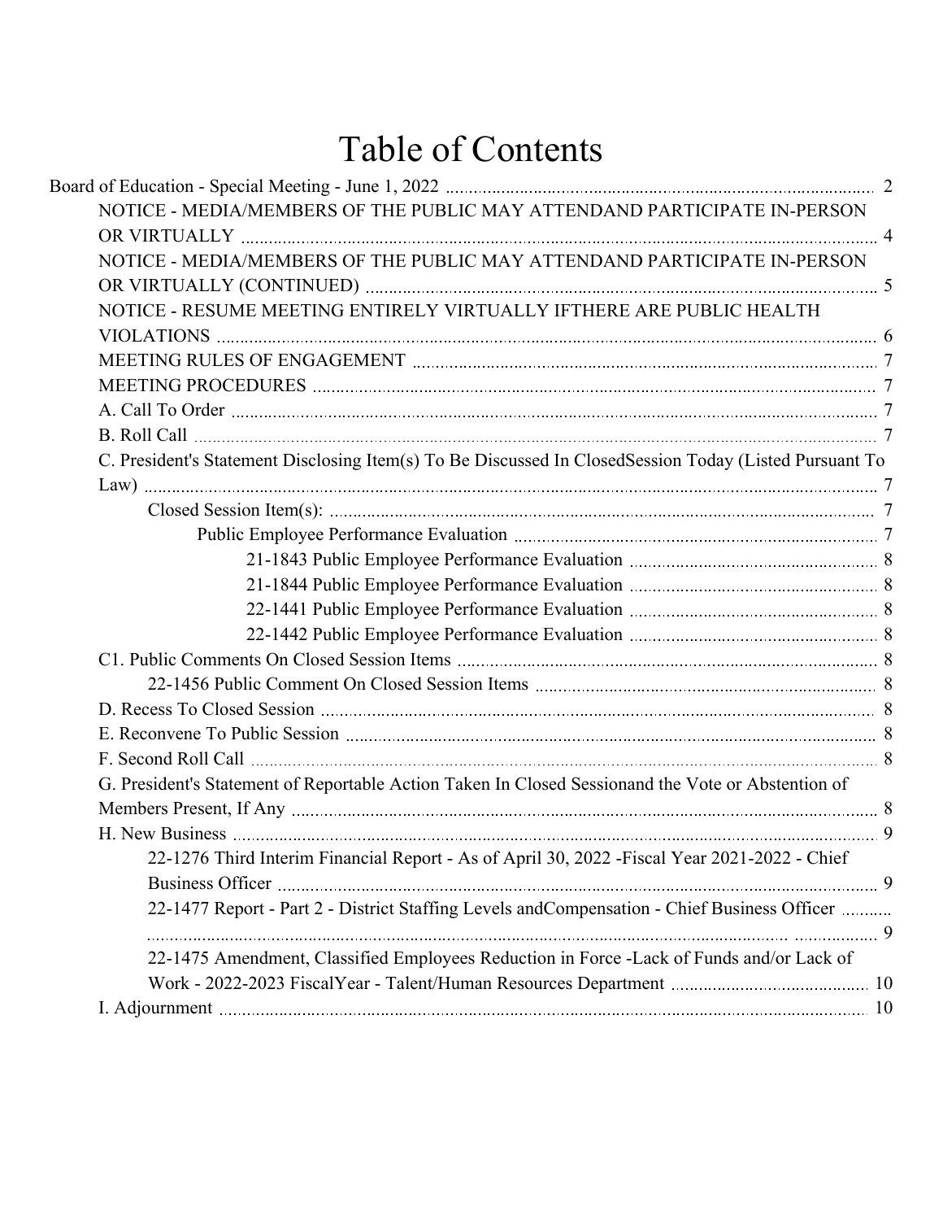# Table of Contents

- Board of Education - Special Meeting - June 1, 2022 ... 2
  - NOTICE - MEDIA/MEMBERS OF THE PUBLIC MAY ATTENDAND PARTICIPATE IN-PERSON OR VIRTUALLY ... 4
  - NOTICE - MEDIA/MEMBERS OF THE PUBLIC MAY ATTENDAND PARTICIPATE IN-PERSON OR VIRTUALLY (CONTINUED) ... 5
  - NOTICE - RESUME MEETING ENTIRELY VIRTUALLY IFTHERE ARE PUBLIC HEALTH VIOLATIONS ... 6
  - MEETING RULES OF ENGAGEMENT ... 7
  - MEETING PROCEDURES ... 7
  - A. Call To Order ... 7
  - B. Roll Call ... 7
  - C. President's Statement Disclosing Item(s) To Be Discussed In ClosedSession Today (Listed Pursuant To Law) ... 7
    - Closed Session Item(s): ... 7
      - Public Employee Performance Evaluation ... 7
        - 21-1843 Public Employee Performance Evaluation ... 8
        - 21-1844 Public Employee Performance Evaluation ... 8
        - 22-1441 Public Employee Performance Evaluation ... 8
        - 22-1442 Public Employee Performance Evaluation ... 8
  - C1. Public Comments On Closed Session Items ... 8
    - 22-1456 Public Comment On Closed Session Items ... 8
  - D. Recess To Closed Session ... 8
  - E. Reconvene To Public Session ... 8
  - F. Second Roll Call ... 8
  - G. President's Statement of Reportable Action Taken In Closed Sessionand the Vote or Abstention of Members Present, If Any ... 8
  - H. New Business ... 9
    - 22-1276 Third Interim Financial Report - As of April 30, 2022 -Fiscal Year 2021-2022 - Chief Business Officer ... 9
    - 22-1477 Report - Part 2 - District Staffing Levels andCompensation - Chief Business Officer ... 9
    - 22-1475 Amendment, Classified Employees Reduction in Force -Lack of Funds and/or Lack of Work - 2022-2023 FiscalYear - Talent/Human Resources Department ... 10
  - I. Adjournment ... 10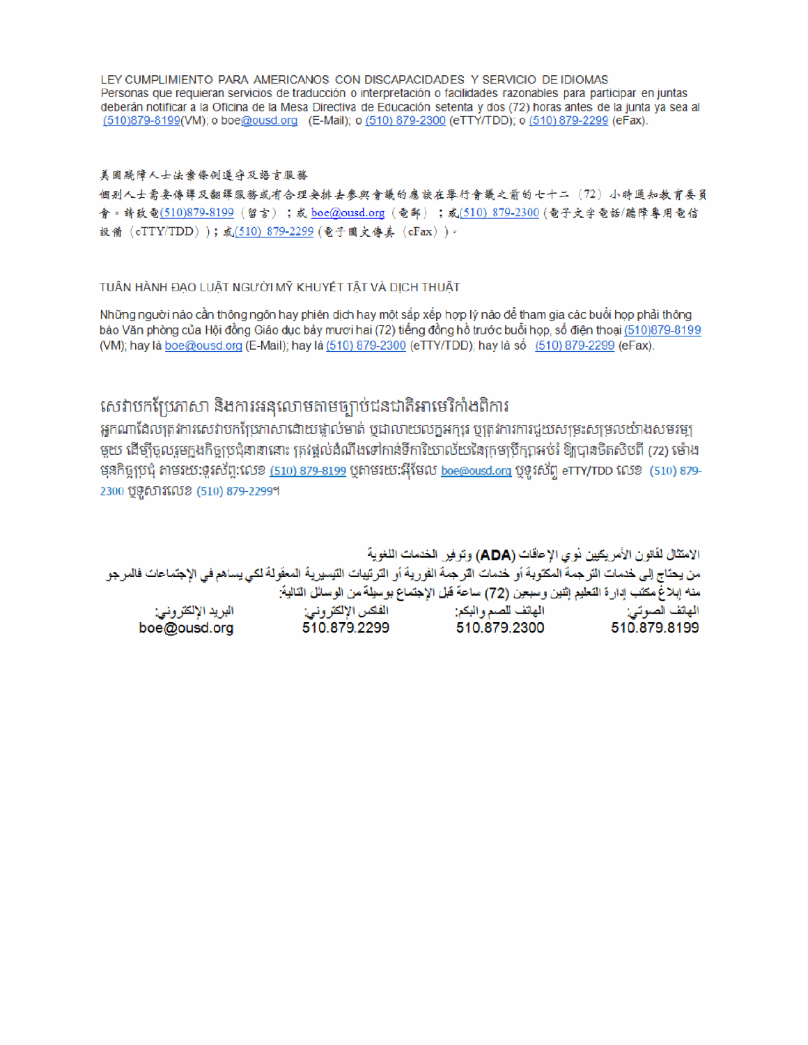LEY CUMPLIMIENTO PARA AMERICANOS CON DISCAPACIDADES Y SERVICIO DE IDIOMAS
Personas que requieran servicios de traducción o interpretación o facilidades razonables para participar en juntas deberán notificar a la Oficina de la Mesa Directiva de Educación setenta y dos (72) horas antes de la junta ya sea al (510)879-8199(VM); o boe@ousd.org (E-Mail); o (510) 879-2300 (eTTY/TDD); o (510) 879-2299 (eFax).

美國殘障人士法案條例遵守及語言服務
個別人士需要傳譯及翻譯服務或有合理安排去參與會議的應該在舉行會議之前的七十二（72）小時通知教育委員會。請致電(510)879-8199（留言）；或 boe@ousd.org（電郵）；或(510) 879-2300（電子文字電話/聽障專用電信設備（eTTY/TDD））；或(510) 879-2299（電子圖文傳真（eFax））。

TUÂN HÀNH ĐẠO LUẬT NGƯỜI MỸ KHUYẾT TẬT VÀ DỊCH THUẬT

Những người nào cần thông ngôn hay phiên dịch hay một sắp xếp hợp lý nào để tham gia các buổi họp phải thông báo Văn phòng của Hội đồng Giáo dục bảy mươi hai (72) tiếng đồng hồ trước buổi họp, số điện thoại (510)879-8199 (VM); hay là boe@ousd.org (E-Mail); hay là (510) 879-2300 (eTTY/TDD); hay là số (510) 879-2299 (eFax).

សេវាបកប្រែភាសា និងការអនុលោមតាមច្បាប់ជនជាតិអាមេរិកាំងពិការ
អ្នកណាដែលត្រូវការសេវាបកប្រែភាសាដោយផ្ទាល់មាត់ ឬជាលាយលក្ខអក្សរ ឬត្រូវការការជួយសម្រះសម្រួលយ៉ាងសមរម្យមួយ ដើម្បីចូលរួមក្នុងកិច្ចប្រជុំនានានោះ ត្រូវផ្តល់ដំណឹងទៅកាន់ទីការិយាល័យនៃក្រុមប្រឹក្សាអប់រំ ឱ្យបានចិតសិបពីរ (72) ម៉ោង មុនកិច្ចប្រជុំ តាមរយៈទូរស័ព្ទ:លេខ (510) 879-8199 ឬតាមរយៈអ៊ីមែល boe@ousd.org ឬទូរស័ព្ទ eTTY/TDD លេខ (510) 879-2300 ឬទូសារលេខ (510) 879-2299។

الامتثال لقانون الأمريكيين ذوي الإعاقات (ADA) وتوفير الخدمات اللغوية
من يحتاج إلى خدمات الترجمة المكتوبة أو خدمات الترجمة الفورية أو الترتيبات التيسيرية المعقولة لكي يساهم في الإجتماعات فالمرجو منه إبلاغ مكتب إدارة التعليم إثنين وسبعين (72) ساعة قبل الإجتماع بوسيلة من الوسائل التالية:

| الهاتف الصوتي: | الهاتف للصم والبكم: | الفاكس الإلكتروني: | البريد الإلكتروني: |
|---|---|---|---|
| 510.879.8199 | 510.879.2300 | 510.879.2299 | boe@ousd.org |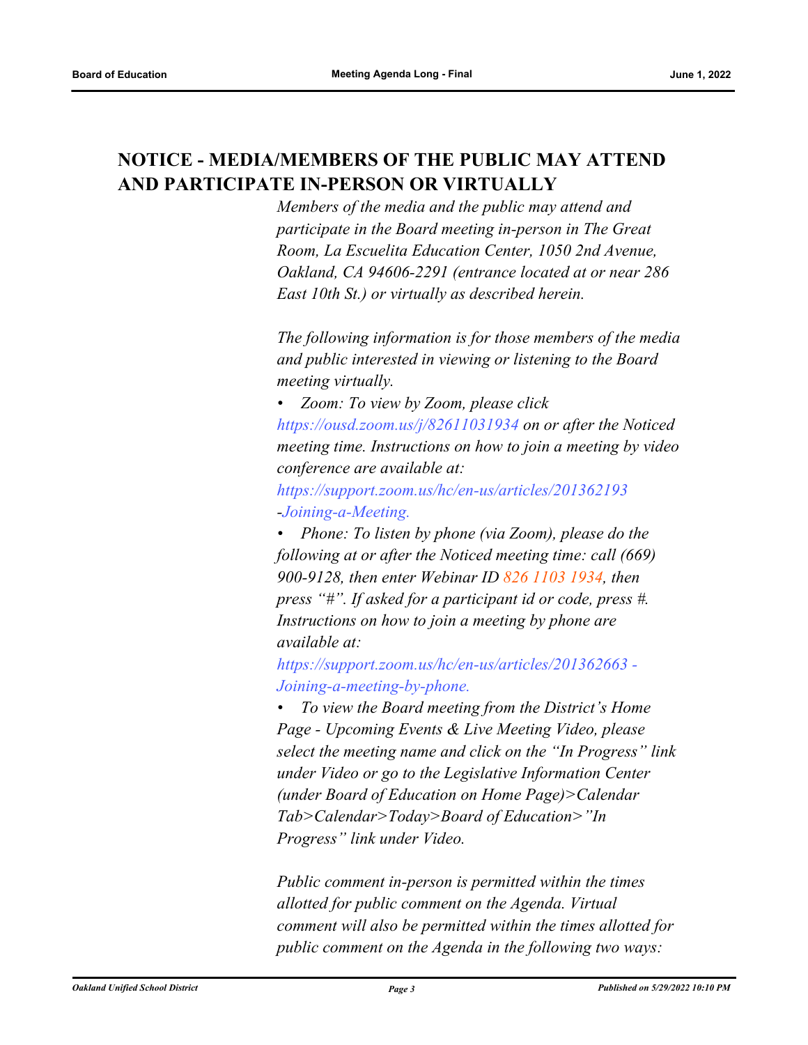## NOTICE - MEDIA/MEMBERS OF THE PUBLIC MAY ATTEND AND PARTICIPATE IN-PERSON OR VIRTUALLY

*Members of the media and the public may attend and participate in the Board meeting in-person in The Great Room, La Escuelita Education Center, 1050 2nd Avenue, Oakland, CA 94606-2291 (entrance located at or near 286 East 10th St.) or virtually as described herein.*

*The following information is for those members of the media and public interested in viewing or listening to the Board meeting virtually.*

- *Zoom: To view by Zoom, please click https://ousd.zoom.us/j/82611031934 on or after the Noticed meeting time. Instructions on how to join a meeting by video conference are available at: https://support.zoom.us/hc/en-us/articles/201362193 -Joining-a-Meeting.*
- *Phone: To listen by phone (via Zoom), please do the following at or after the Noticed meeting time: call (669) 900-9128, then enter Webinar ID 826 1103 1934, then press "#". If asked for a participant id or code, press #. Instructions on how to join a meeting by phone are available at: https://support.zoom.us/hc/en-us/articles/201362663 - Joining-a-meeting-by-phone.*
- *To view the Board meeting from the District's Home Page - Upcoming Events & Live Meeting Video, please select the meeting name and click on the "In Progress" link under Video or go to the Legislative Information Center (under Board of Education on Home Page)>Calendar Tab>Calendar>Today>Board of Education>"In Progress" link under Video.*

*Public comment in-person is permitted within the times allotted for public comment on the Agenda. Virtual comment will also be permitted within the times allotted for public comment on the Agenda in the following two ways:*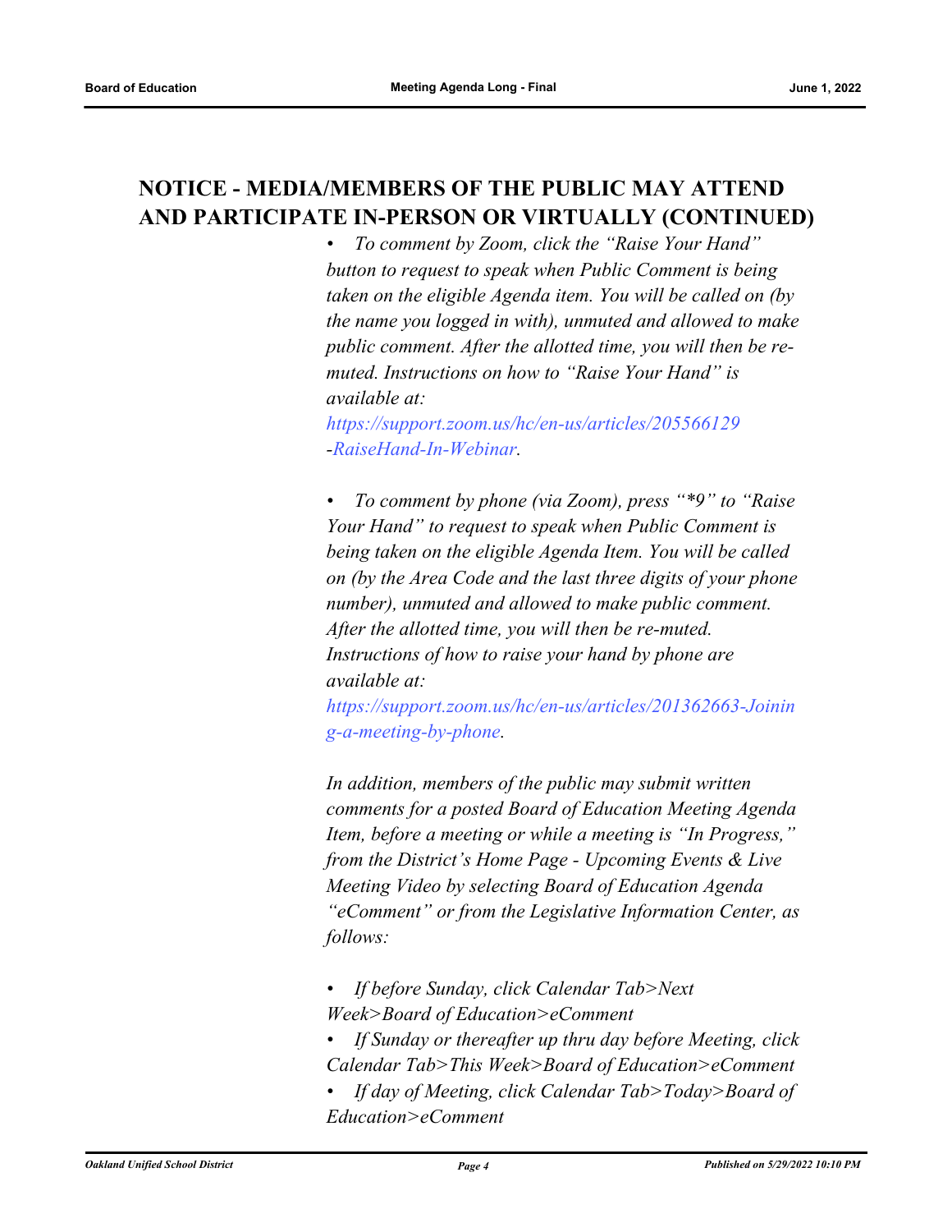## NOTICE - MEDIA/MEMBERS OF THE PUBLIC MAY ATTEND AND PARTICIPATE IN-PERSON OR VIRTUALLY (CONTINUED)

- *To comment by Zoom, click the "Raise Your Hand" button to request to speak when Public Comment is being taken on the eligible Agenda item. You will be called on (by the name you logged in with), unmuted and allowed to make public comment. After the allotted time, you will then be re-muted. Instructions on how to "Raise Your Hand" is available at: [https://support.zoom.us/hc/en-us/articles/205566129-RaiseHand-In-Webinar](https://support.zoom.us/hc/en-us/articles/205566129-RaiseHand-In-Webinar).*

- *To comment by phone (via Zoom), press "*9" to "Raise Your Hand" to request to speak when Public Comment is being taken on the eligible Agenda Item. You will be called on (by the Area Code and the last three digits of your phone number), unmuted and allowed to make public comment. After the allotted time, you will then be re-muted. Instructions of how to raise your hand by phone are available at: [https://support.zoom.us/hc/en-us/articles/201362663-Joining-a-meeting-by-phone](https://support.zoom.us/hc/en-us/articles/201362663-Joining-a-meeting-by-phone).*

*In addition, members of the public may submit written comments for a posted Board of Education Meeting Agenda Item, before a meeting or while a meeting is "In Progress," from the District's Home Page - Upcoming Events & Live Meeting Video by selecting Board of Education Agenda "eComment" or from the Legislative Information Center, as follows:*

- *If before Sunday, click Calendar Tab>Next Week>Board of Education>eComment*
- *If Sunday or thereafter up thru day before Meeting, click Calendar Tab>This Week>Board of Education>eComment*
- *If day of Meeting, click Calendar Tab>Today>Board of Education>eComment*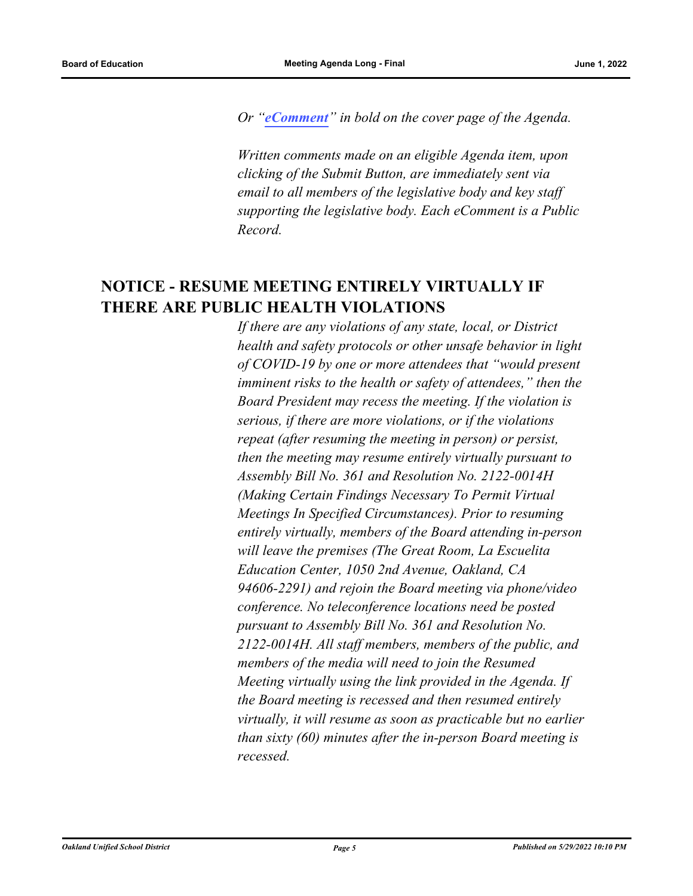*Or "**eComment**" in bold on the cover page of the Agenda.*

*Written comments made on an eligible Agenda item, upon clicking of the Submit Button, are immediately sent via email to all members of the legislative body and key staff supporting the legislative body. Each eComment is a Public Record.*

## NOTICE - RESUME MEETING ENTIRELY VIRTUALLY IF THERE ARE PUBLIC HEALTH VIOLATIONS

*If there are any violations of any state, local, or District health and safety protocols or other unsafe behavior in light of COVID-19 by one or more attendees that "would present imminent risks to the health or safety of attendees," then the Board President may recess the meeting. If the violation is serious, if there are more violations, or if the violations repeat (after resuming the meeting in person) or persist, then the meeting may resume entirely virtually pursuant to Assembly Bill No. 361 and Resolution No. 2122-0014H (Making Certain Findings Necessary To Permit Virtual Meetings In Specified Circumstances). Prior to resuming entirely virtually, members of the Board attending in-person will leave the premises (The Great Room, La Escuelita Education Center, 1050 2nd Avenue, Oakland, CA 94606-2291) and rejoin the Board meeting via phone/video conference. No teleconference locations need be posted pursuant to Assembly Bill No. 361 and Resolution No. 2122-0014H. All staff members, members of the public, and members of the media will need to join the Resumed Meeting virtually using the link provided in the Agenda. If the Board meeting is recessed and then resumed entirely virtually, it will resume as soon as practicable but no earlier than sixty (60) minutes after the in-person Board meeting is recessed.*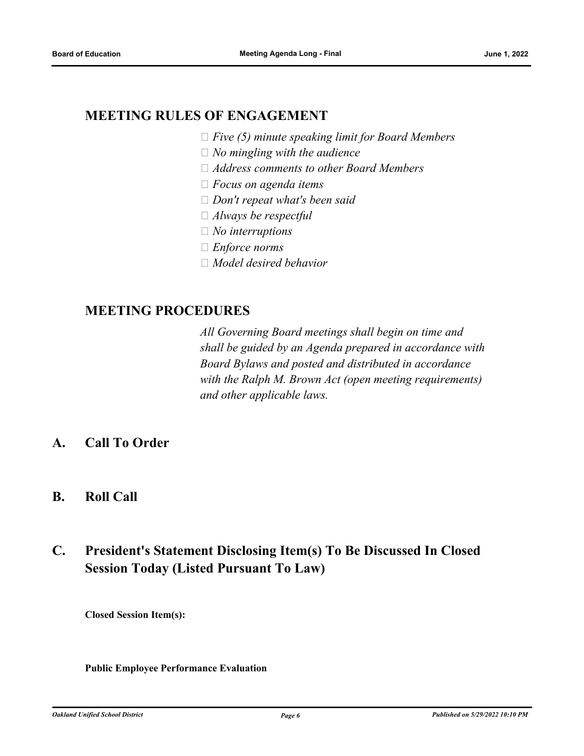## MEETING RULES OF ENGAGEMENT

- *Five (5) minute speaking limit for Board Members*
- *No mingling with the audience*
- *Address comments to other Board Members*
- *Focus on agenda items*
- *Don't repeat what's been said*
- *Always be respectful*
- *No interruptions*
- *Enforce norms*
- *Model desired behavior*

## MEETING PROCEDURES

*All Governing Board meetings shall begin on time and shall be guided by an Agenda prepared in accordance with Board Bylaws and posted and distributed in accordance with the Ralph M. Brown Act (open meeting requirements) and other applicable laws.*

## A. Call To Order

## B. Roll Call

## C. President's Statement Disclosing Item(s) To Be Discussed In Closed Session Today (Listed Pursuant To Law)

**Closed Session Item(s):**

**Public Employee Performance Evaluation**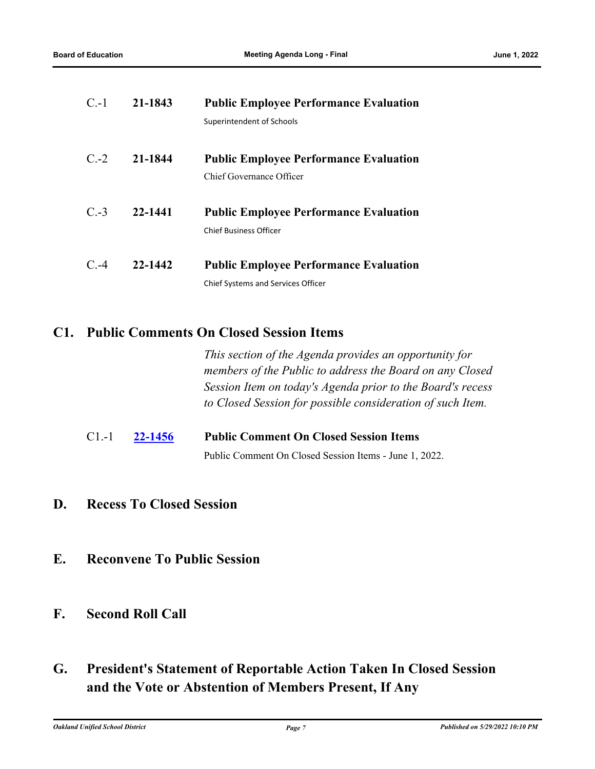C.-1 **21-1843** **Public Employee Performance Evaluation**

Superintendent of Schools

C.-2 **21-1844** **Public Employee Performance Evaluation**

Chief Governance Officer

C.-3 **22-1441** **Public Employee Performance Evaluation**

Chief Business Officer

C.-4 **22-1442** **Public Employee Performance Evaluation**

Chief Systems and Services Officer

## C1. Public Comments On Closed Session Items

*This section of the Agenda provides an opportunity for members of the Public to address the Board on any Closed Session Item on today's Agenda prior to the Board's recess to Closed Session for possible consideration of such Item.*

C1.-1 **22-1456** **Public Comment On Closed Session Items**

Public Comment On Closed Session Items - June 1, 2022.

## D. Recess To Closed Session

## E. Reconvene To Public Session

## F. Second Roll Call

## G. President's Statement of Reportable Action Taken In Closed Session and the Vote or Abstention of Members Present, If Any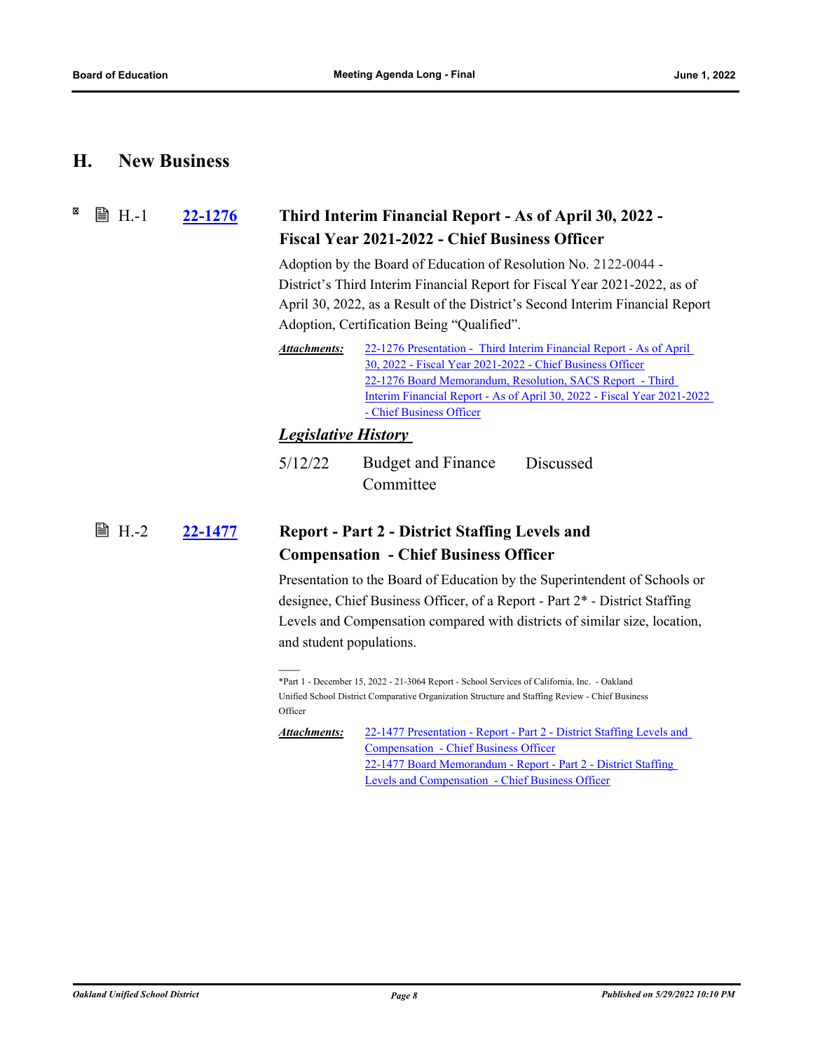## H. New Business

**H.-1 [22-1276](22-1276)**

### Third Interim Financial Report - As of April 30, 2022 - Fiscal Year 2021-2022 - Chief Business Officer

Adoption by the Board of Education of Resolution No. 2122-0044 - District's Third Interim Financial Report for Fiscal Year 2021-2022, as of April 30, 2022, as a Result of the District's Second Interim Financial Report Adoption, Certification Being "Qualified".

***Attachments:*** 22-1276 Presentation - Third Interim Financial Report - As of April 30, 2022 - Fiscal Year 2021-2022 - Chief Business Officer
22-1276 Board Memorandum, Resolution, SACS Report - Third Interim Financial Report - As of April 30, 2022 - Fiscal Year 2021-2022 - Chief Business Officer

***Legislative History***

| | | |
|---|---|---|
| 5/12/22 | Budget and Finance Committee | Discussed |

**H.-2 [22-1477](22-1477)**

### Report - Part 2 - District Staffing Levels and Compensation - Chief Business Officer

Presentation to the Board of Education by the Superintendent of Schools or designee, Chief Business Officer, of a Report - Part 2* - District Staffing Levels and Compensation compared with districts of similar size, location, and student populations.

---

*Part 1 - December 15, 2022 - 21-3064 Report - School Services of California, Inc. - Oakland Unified School District Comparative Organization Structure and Staffing Review - Chief Business Officer

***Attachments:*** 22-1477 Presentation - Report - Part 2 - District Staffing Levels and Compensation - Chief Business Officer
22-1477 Board Memorandum - Report - Part 2 - District Staffing Levels and Compensation - Chief Business Officer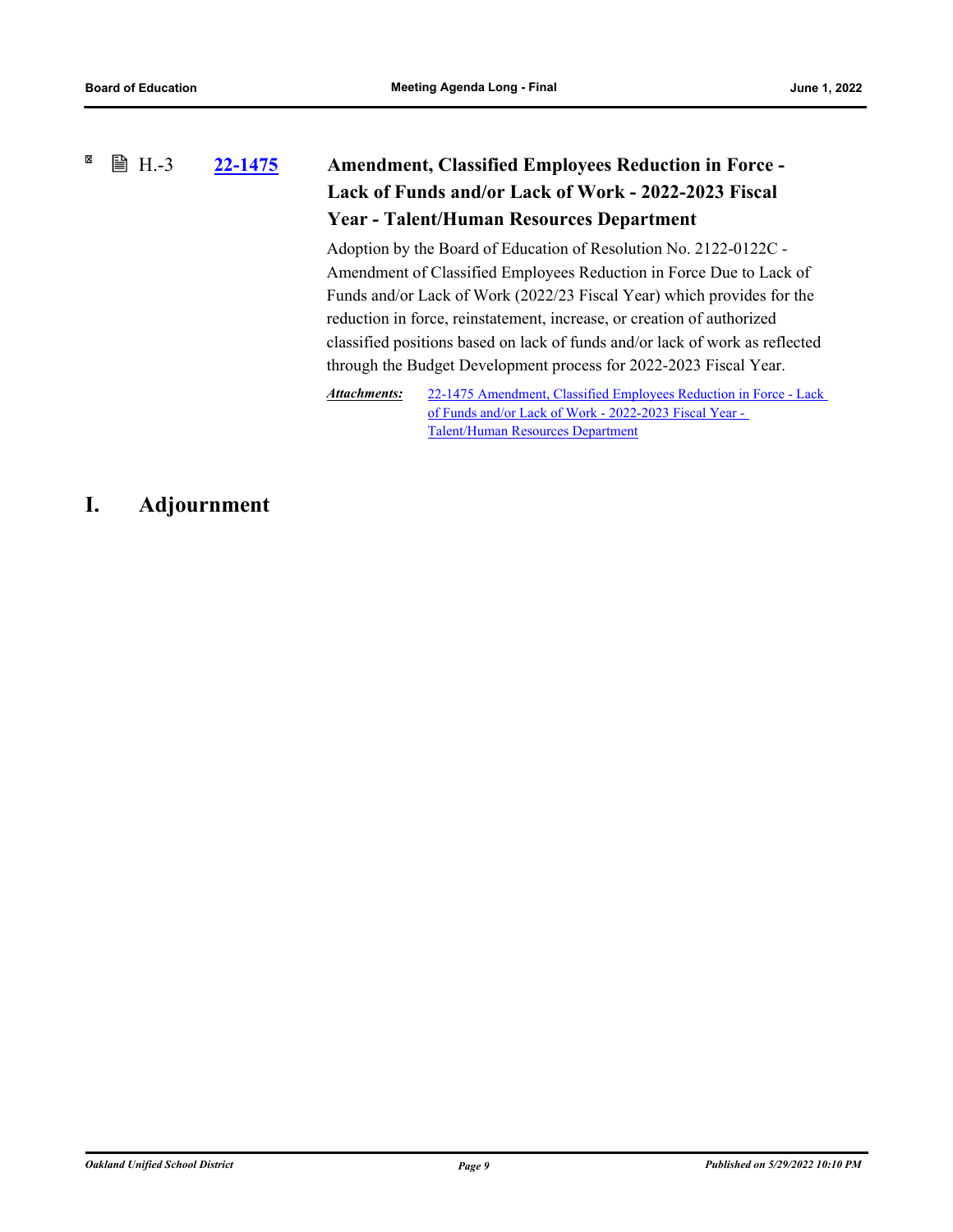H.-3 **22-1475** **Amendment, Classified Employees Reduction in Force - Lack of Funds and/or Lack of Work - 2022-2023 Fiscal Year - Talent/Human Resources Department**

Adoption by the Board of Education of Resolution No. 2122-0122C - Amendment of Classified Employees Reduction in Force Due to Lack of Funds and/or Lack of Work (2022/23 Fiscal Year) which provides for the reduction in force, reinstatement, increase, or creation of authorized classified positions based on lack of funds and/or lack of work as reflected through the Budget Development process for 2022-2023 Fiscal Year.

***Attachments:*** 22-1475 Amendment, Classified Employees Reduction in Force - Lack of Funds and/or Lack of Work - 2022-2023 Fiscal Year - Talent/Human Resources Department

# I. Adjournment